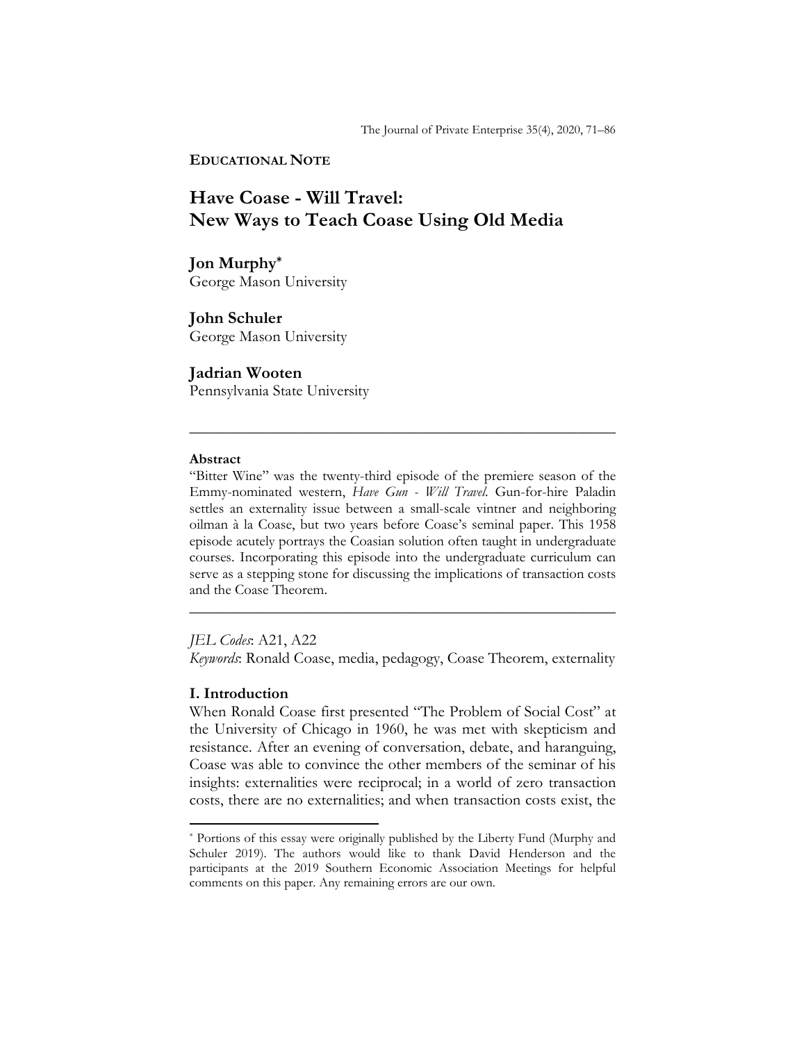**EDUCATIONAL NOTE**

# Have Coase - Will Travel: New Ways to Teach Coase Using Old Media

**Jon Murphy***
George Mason University

**John Schuler**
George Mason University

**Jadrian Wooten**
Pennsylvania State University

---

**Abstract**

"Bitter Wine" was the twenty-third episode of the premiere season of the Emmy-nominated western, *Have Gun - Will Travel*. Gun-for-hire Paladin settles an externality issue between a small-scale vintner and neighboring oilman à la Coase, but two years before Coase's seminal paper. This 1958 episode acutely portrays the Coasian solution often taught in undergraduate courses. Incorporating this episode into the undergraduate curriculum can serve as a stepping stone for discussing the implications of transaction costs and the Coase Theorem.

---

*JEL Codes*: A21, A22
*Keywords*: Ronald Coase, media, pedagogy, Coase Theorem, externality

## I. Introduction

When Ronald Coase first presented "The Problem of Social Cost" at the University of Chicago in 1960, he was met with skepticism and resistance. After an evening of conversation, debate, and haranguing, Coase was able to convince the other members of the seminar of his insights: externalities were reciprocal; in a world of zero transaction costs, there are no externalities; and when transaction costs exist, the

* Portions of this essay were originally published by the Liberty Fund (Murphy and Schuler 2019). The authors would like to thank David Henderson and the participants at the 2019 Southern Economic Association Meetings for helpful comments on this paper. Any remaining errors are our own.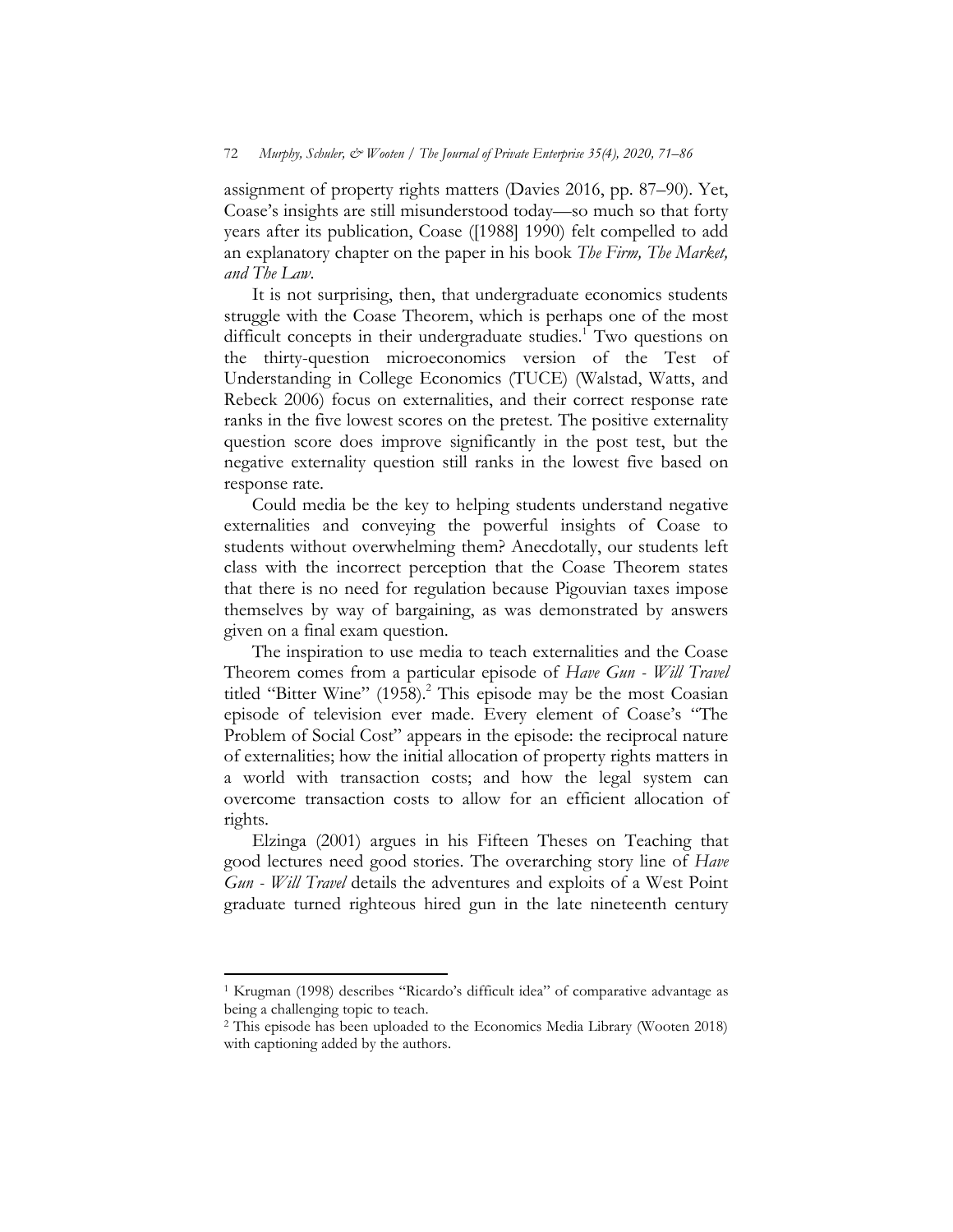assignment of property rights matters (Davies 2016, pp. 87–90). Yet, Coase's insights are still misunderstood today—so much so that forty years after its publication, Coase ([1988] 1990) felt compelled to add an explanatory chapter on the paper in his book *The Firm, The Market, and The Law*.

It is not surprising, then, that undergraduate economics students struggle with the Coase Theorem, which is perhaps one of the most difficult concepts in their undergraduate studies.[1] Two questions on the thirty-question microeconomics version of the Test of Understanding in College Economics (TUCE) (Walstad, Watts, and Rebeck 2006) focus on externalities, and their correct response rate ranks in the five lowest scores on the pretest. The positive externality question score does improve significantly in the post test, but the negative externality question still ranks in the lowest five based on response rate.

Could media be the key to helping students understand negative externalities and conveying the powerful insights of Coase to students without overwhelming them? Anecdotally, our students left class with the incorrect perception that the Coase Theorem states that there is no need for regulation because Pigouvian taxes impose themselves by way of bargaining, as was demonstrated by answers given on a final exam question.

The inspiration to use media to teach externalities and the Coase Theorem comes from a particular episode of *Have Gun - Will Travel* titled "Bitter Wine" (1958).[2] This episode may be the most Coasian episode of television ever made. Every element of Coase's "The Problem of Social Cost" appears in the episode: the reciprocal nature of externalities; how the initial allocation of property rights matters in a world with transaction costs; and how the legal system can overcome transaction costs to allow for an efficient allocation of rights.

Elzinga (2001) argues in his Fifteen Theses on Teaching that good lectures need good stories. The overarching story line of *Have Gun - Will Travel* details the adventures and exploits of a West Point graduate turned righteous hired gun in the late nineteenth century

---

[1] Krugman (1998) describes "Ricardo's difficult idea" of comparative advantage as being a challenging topic to teach.

[2] This episode has been uploaded to the Economics Media Library (Wooten 2018) with captioning added by the authors.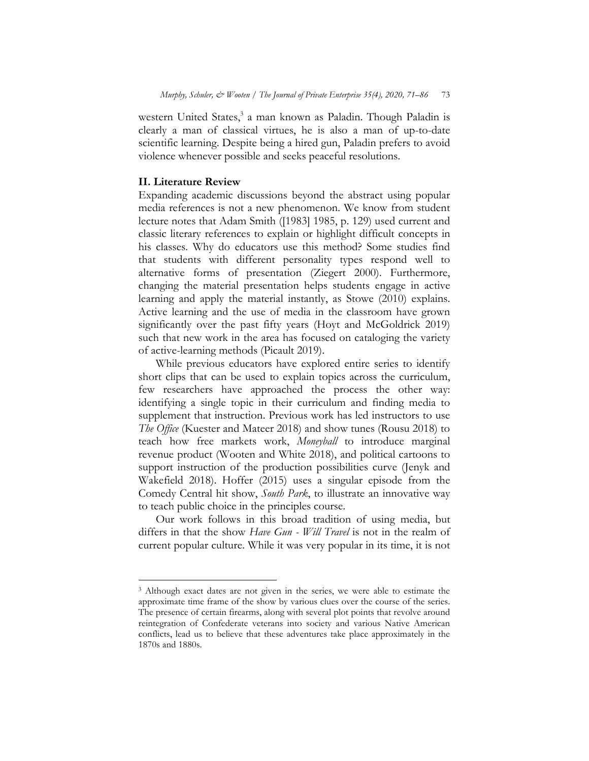western United States,[3] a man known as Paladin. Though Paladin is clearly a man of classical virtues, he is also a man of up-to-date scientific learning. Despite being a hired gun, Paladin prefers to avoid violence whenever possible and seeks peaceful resolutions.

## II. Literature Review

Expanding academic discussions beyond the abstract using popular media references is not a new phenomenon. We know from student lecture notes that Adam Smith ([1983] 1985, p. 129) used current and classic literary references to explain or highlight difficult concepts in his classes. Why do educators use this method? Some studies find that students with different personality types respond well to alternative forms of presentation (Ziegert 2000). Furthermore, changing the material presentation helps students engage in active learning and apply the material instantly, as Stowe (2010) explains. Active learning and the use of media in the classroom have grown significantly over the past fifty years (Hoyt and McGoldrick 2019) such that new work in the area has focused on cataloging the variety of active-learning methods (Picault 2019).

While previous educators have explored entire series to identify short clips that can be used to explain topics across the curriculum, few researchers have approached the process the other way: identifying a single topic in their curriculum and finding media to supplement that instruction. Previous work has led instructors to use *The Office* (Kuester and Mateer 2018) and show tunes (Rousu 2018) to teach how free markets work, *Moneyball* to introduce marginal revenue product (Wooten and White 2018), and political cartoons to support instruction of the production possibilities curve (Jenyk and Wakefield 2018). Hoffer (2015) uses a singular episode from the Comedy Central hit show, *South Park*, to illustrate an innovative way to teach public choice in the principles course.

Our work follows in this broad tradition of using media, but differs in that the show *Have Gun - Will Travel* is not in the realm of current popular culture. While it was very popular in its time, it is not

[3] Although exact dates are not given in the series, we were able to estimate the approximate time frame of the show by various clues over the course of the series. The presence of certain firearms, along with several plot points that revolve around reintegration of Confederate veterans into society and various Native American conflicts, lead us to believe that these adventures take place approximately in the 1870s and 1880s.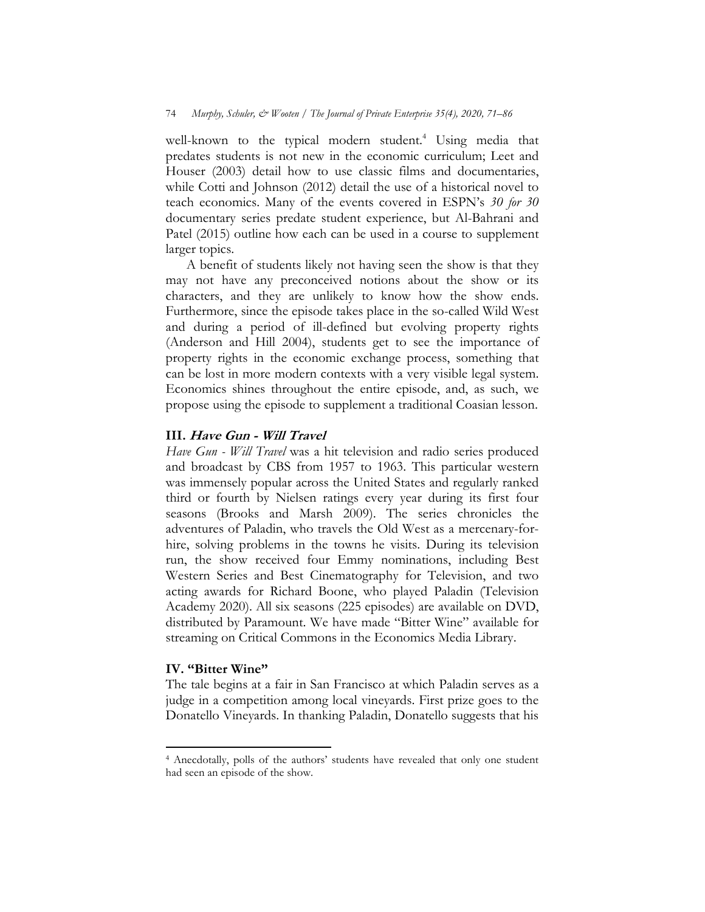well-known to the typical modern student.[4] Using media that predates students is not new in the economic curriculum; Leet and Houser (2003) detail how to use classic films and documentaries, while Cotti and Johnson (2012) detail the use of a historical novel to teach economics. Many of the events covered in ESPN's *30 for 30* documentary series predate student experience, but Al-Bahrani and Patel (2015) outline how each can be used in a course to supplement larger topics.

A benefit of students likely not having seen the show is that they may not have any preconceived notions about the show or its characters, and they are unlikely to know how the show ends. Furthermore, since the episode takes place in the so-called Wild West and during a period of ill-defined but evolving property rights (Anderson and Hill 2004), students get to see the importance of property rights in the economic exchange process, something that can be lost in more modern contexts with a very visible legal system. Economics shines throughout the entire episode, and, as such, we propose using the episode to supplement a traditional Coasian lesson.

## III. *Have Gun - Will Travel*

*Have Gun - Will Travel* was a hit television and radio series produced and broadcast by CBS from 1957 to 1963. This particular western was immensely popular across the United States and regularly ranked third or fourth by Nielsen ratings every year during its first four seasons (Brooks and Marsh 2009). The series chronicles the adventures of Paladin, who travels the Old West as a mercenary-for-hire, solving problems in the towns he visits. During its television run, the show received four Emmy nominations, including Best Western Series and Best Cinematography for Television, and two acting awards for Richard Boone, who played Paladin (Television Academy 2020). All six seasons (225 episodes) are available on DVD, distributed by Paramount. We have made "Bitter Wine" available for streaming on Critical Commons in the Economics Media Library.

## IV. "Bitter Wine"

The tale begins at a fair in San Francisco at which Paladin serves as a judge in a competition among local vineyards. First prize goes to the Donatello Vineyards. In thanking Paladin, Donatello suggests that his

---

[4] Anecdotally, polls of the authors' students have revealed that only one student had seen an episode of the show.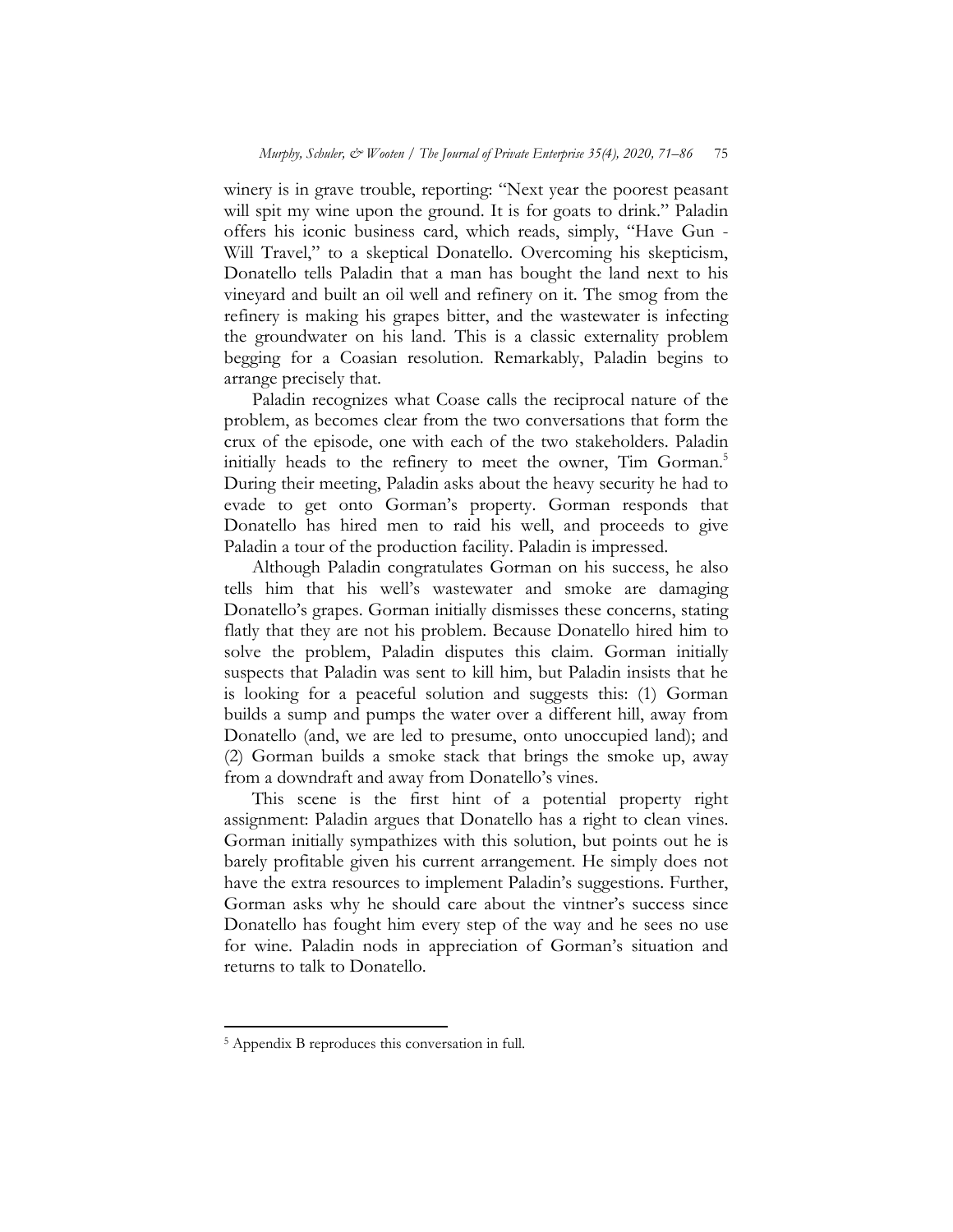winery is in grave trouble, reporting: "Next year the poorest peasant will spit my wine upon the ground. It is for goats to drink." Paladin offers his iconic business card, which reads, simply, "Have Gun - Will Travel," to a skeptical Donatello. Overcoming his skepticism, Donatello tells Paladin that a man has bought the land next to his vineyard and built an oil well and refinery on it. The smog from the refinery is making his grapes bitter, and the wastewater is infecting the groundwater on his land. This is a classic externality problem begging for a Coasian resolution. Remarkably, Paladin begins to arrange precisely that.

Paladin recognizes what Coase calls the reciprocal nature of the problem, as becomes clear from the two conversations that form the crux of the episode, one with each of the two stakeholders. Paladin initially heads to the refinery to meet the owner, Tim Gorman.[5] During their meeting, Paladin asks about the heavy security he had to evade to get onto Gorman's property. Gorman responds that Donatello has hired men to raid his well, and proceeds to give Paladin a tour of the production facility. Paladin is impressed.

Although Paladin congratulates Gorman on his success, he also tells him that his well's wastewater and smoke are damaging Donatello's grapes. Gorman initially dismisses these concerns, stating flatly that they are not his problem. Because Donatello hired him to solve the problem, Paladin disputes this claim. Gorman initially suspects that Paladin was sent to kill him, but Paladin insists that he is looking for a peaceful solution and suggests this: (1) Gorman builds a sump and pumps the water over a different hill, away from Donatello (and, we are led to presume, onto unoccupied land); and (2) Gorman builds a smoke stack that brings the smoke up, away from a downdraft and away from Donatello's vines.

This scene is the first hint of a potential property right assignment: Paladin argues that Donatello has a right to clean vines. Gorman initially sympathizes with this solution, but points out he is barely profitable given his current arrangement. He simply does not have the extra resources to implement Paladin's suggestions. Further, Gorman asks why he should care about the vintner's success since Donatello has fought him every step of the way and he sees no use for wine. Paladin nods in appreciation of Gorman's situation and returns to talk to Donatello.

[5] Appendix B reproduces this conversation in full.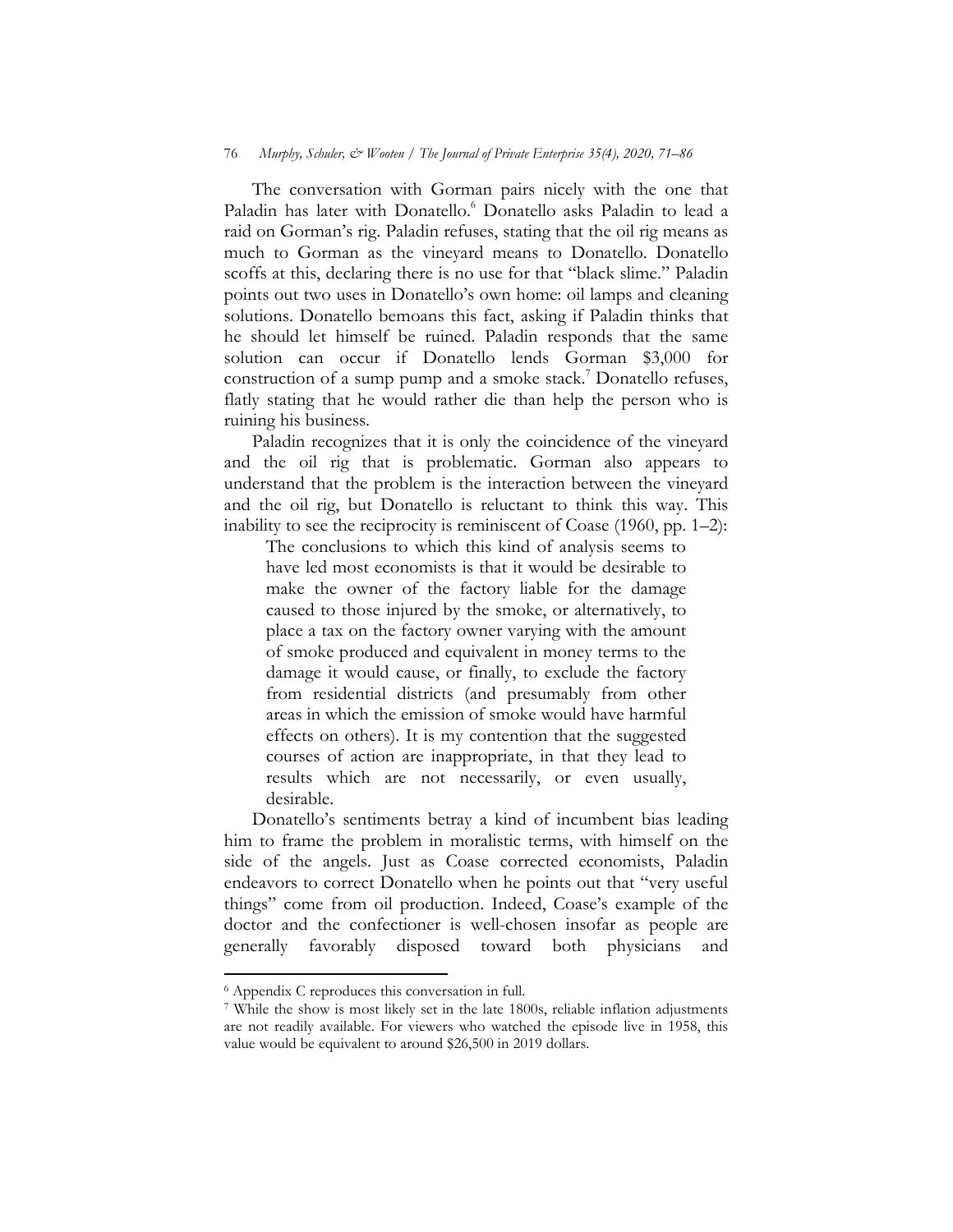The conversation with Gorman pairs nicely with the one that Paladin has later with Donatello.[6] Donatello asks Paladin to lead a raid on Gorman's rig. Paladin refuses, stating that the oil rig means as much to Gorman as the vineyard means to Donatello. Donatello scoffs at this, declaring there is no use for that "black slime." Paladin points out two uses in Donatello's own home: oil lamps and cleaning solutions. Donatello bemoans this fact, asking if Paladin thinks that he should let himself be ruined. Paladin responds that the same solution can occur if Donatello lends Gorman $3,000 for construction of a sump pump and a smoke stack.[7] Donatello refuses, flatly stating that he would rather die than help the person who is ruining his business.

Paladin recognizes that it is only the coincidence of the vineyard and the oil rig that is problematic. Gorman also appears to understand that the problem is the interaction between the vineyard and the oil rig, but Donatello is reluctant to think this way. This inability to see the reciprocity is reminiscent of Coase (1960, pp. 1–2):

> The conclusions to which this kind of analysis seems to have led most economists is that it would be desirable to make the owner of the factory liable for the damage caused to those injured by the smoke, or alternatively, to place a tax on the factory owner varying with the amount of smoke produced and equivalent in money terms to the damage it would cause, or finally, to exclude the factory from residential districts (and presumably from other areas in which the emission of smoke would have harmful effects on others). It is my contention that the suggested courses of action are inappropriate, in that they lead to results which are not necessarily, or even usually, desirable.

Donatello's sentiments betray a kind of incumbent bias leading him to frame the problem in moralistic terms, with himself on the side of the angels. Just as Coase corrected economists, Paladin endeavors to correct Donatello when he points out that "very useful things" come from oil production. Indeed, Coase's example of the doctor and the confectioner is well-chosen insofar as people are generally favorably disposed toward both physicians and

---

[6] Appendix C reproduces this conversation in full.

[7] While the show is most likely set in the late 1800s, reliable inflation adjustments are not readily available. For viewers who watched the episode live in 1958, this value would be equivalent to around $26,500 in 2019 dollars.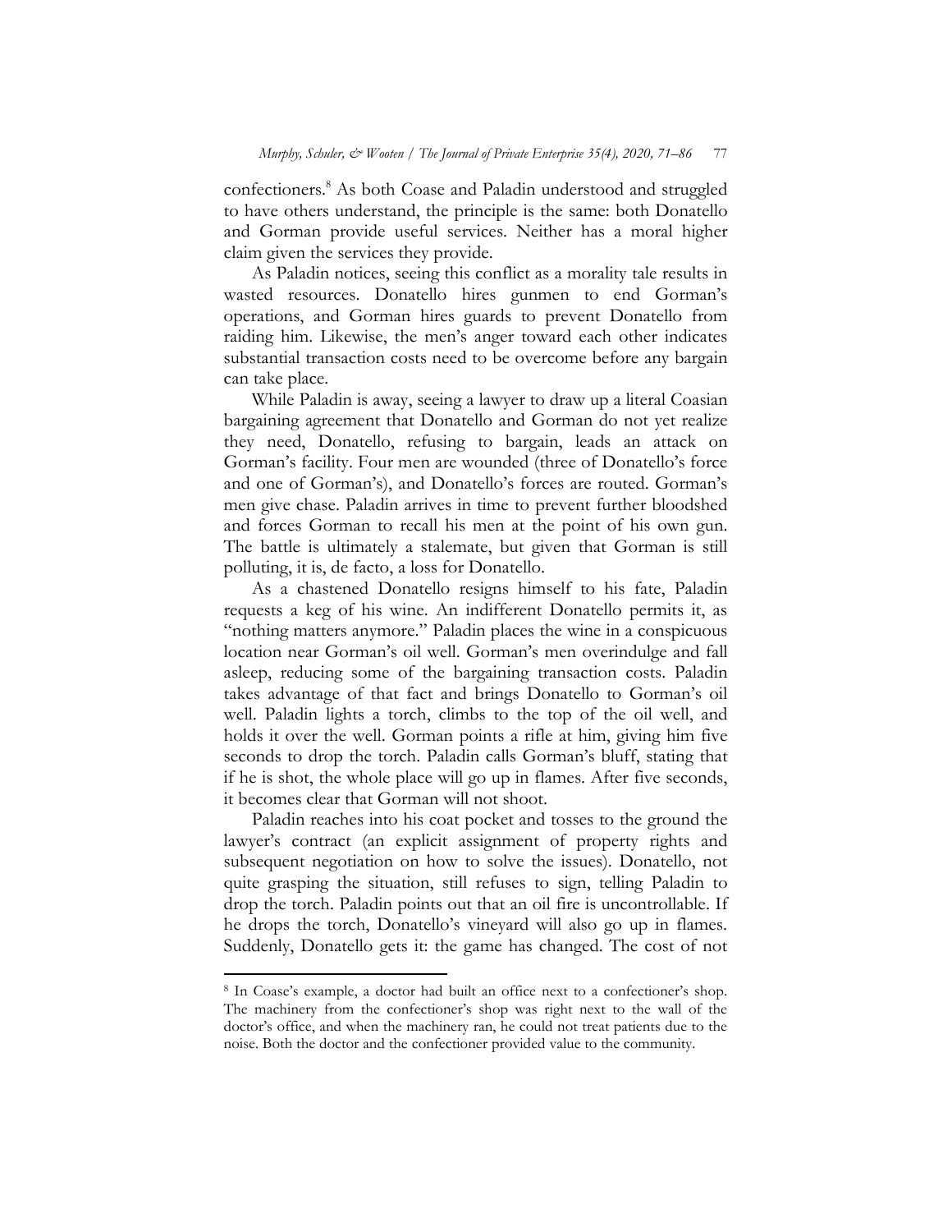confectioners.[8] As both Coase and Paladin understood and struggled to have others understand, the principle is the same: both Donatello and Gorman provide useful services. Neither has a moral higher claim given the services they provide.

As Paladin notices, seeing this conflict as a morality tale results in wasted resources. Donatello hires gunmen to end Gorman's operations, and Gorman hires guards to prevent Donatello from raiding him. Likewise, the men's anger toward each other indicates substantial transaction costs need to be overcome before any bargain can take place.

While Paladin is away, seeing a lawyer to draw up a literal Coasian bargaining agreement that Donatello and Gorman do not yet realize they need, Donatello, refusing to bargain, leads an attack on Gorman's facility. Four men are wounded (three of Donatello's force and one of Gorman's), and Donatello's forces are routed. Gorman's men give chase. Paladin arrives in time to prevent further bloodshed and forces Gorman to recall his men at the point of his own gun. The battle is ultimately a stalemate, but given that Gorman is still polluting, it is, de facto, a loss for Donatello.

As a chastened Donatello resigns himself to his fate, Paladin requests a keg of his wine. An indifferent Donatello permits it, as "nothing matters anymore." Paladin places the wine in a conspicuous location near Gorman's oil well. Gorman's men overindulge and fall asleep, reducing some of the bargaining transaction costs. Paladin takes advantage of that fact and brings Donatello to Gorman's oil well. Paladin lights a torch, climbs to the top of the oil well, and holds it over the well. Gorman points a rifle at him, giving him five seconds to drop the torch. Paladin calls Gorman's bluff, stating that if he is shot, the whole place will go up in flames. After five seconds, it becomes clear that Gorman will not shoot.

Paladin reaches into his coat pocket and tosses to the ground the lawyer's contract (an explicit assignment of property rights and subsequent negotiation on how to solve the issues). Donatello, not quite grasping the situation, still refuses to sign, telling Paladin to drop the torch. Paladin points out that an oil fire is uncontrollable. If he drops the torch, Donatello's vineyard will also go up in flames. Suddenly, Donatello gets it: the game has changed. The cost of not

[8] In Coase's example, a doctor had built an office next to a confectioner's shop. The machinery from the confectioner's shop was right next to the wall of the doctor's office, and when the machinery ran, he could not treat patients due to the noise. Both the doctor and the confectioner provided value to the community.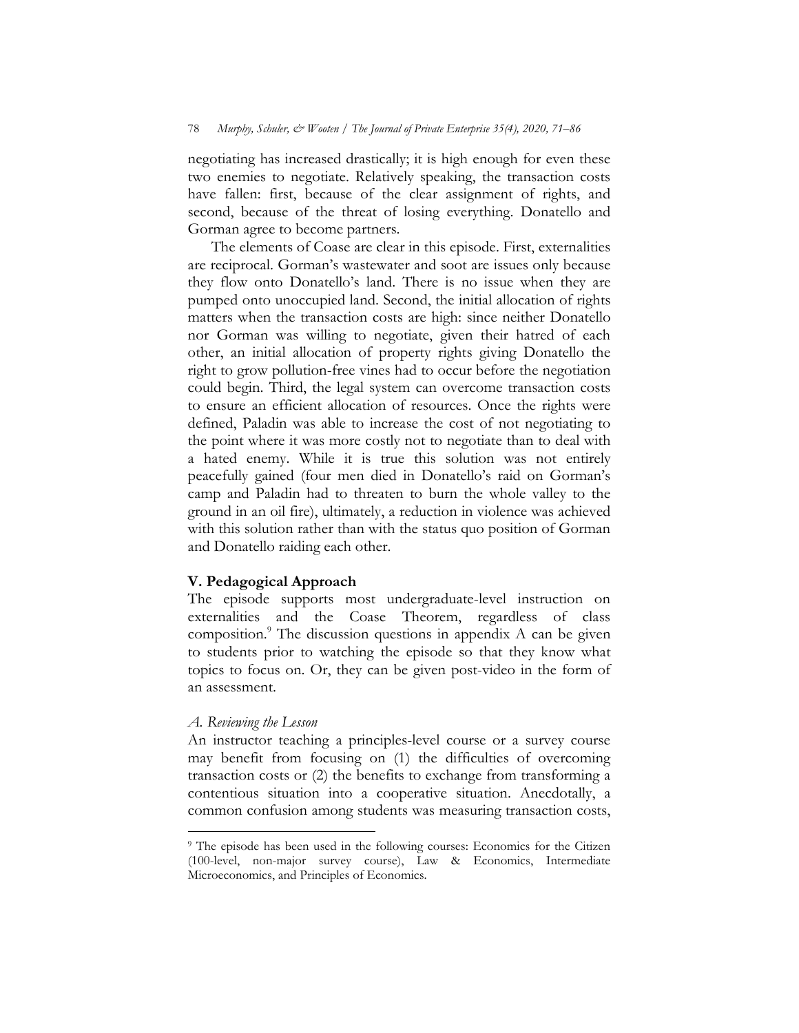negotiating has increased drastically; it is high enough for even these two enemies to negotiate. Relatively speaking, the transaction costs have fallen: first, because of the clear assignment of rights, and second, because of the threat of losing everything. Donatello and Gorman agree to become partners.

The elements of Coase are clear in this episode. First, externalities are reciprocal. Gorman's wastewater and soot are issues only because they flow onto Donatello's land. There is no issue when they are pumped onto unoccupied land. Second, the initial allocation of rights matters when the transaction costs are high: since neither Donatello nor Gorman was willing to negotiate, given their hatred of each other, an initial allocation of property rights giving Donatello the right to grow pollution-free vines had to occur before the negotiation could begin. Third, the legal system can overcome transaction costs to ensure an efficient allocation of resources. Once the rights were defined, Paladin was able to increase the cost of not negotiating to the point where it was more costly not to negotiate than to deal with a hated enemy. While it is true this solution was not entirely peacefully gained (four men died in Donatello's raid on Gorman's camp and Paladin had to threaten to burn the whole valley to the ground in an oil fire), ultimately, a reduction in violence was achieved with this solution rather than with the status quo position of Gorman and Donatello raiding each other.

## V. Pedagogical Approach

The episode supports most undergraduate-level instruction on externalities and the Coase Theorem, regardless of class composition.[9] The discussion questions in appendix A can be given to students prior to watching the episode so that they know what topics to focus on. Or, they can be given post-video in the form of an assessment.

### *A. Reviewing the Lesson*

An instructor teaching a principles-level course or a survey course may benefit from focusing on (1) the difficulties of overcoming transaction costs or (2) the benefits to exchange from transforming a contentious situation into a cooperative situation. Anecdotally, a common confusion among students was measuring transaction costs,

---

[9] The episode has been used in the following courses: Economics for the Citizen (100-level, non-major survey course), Law & Economics, Intermediate Microeconomics, and Principles of Economics.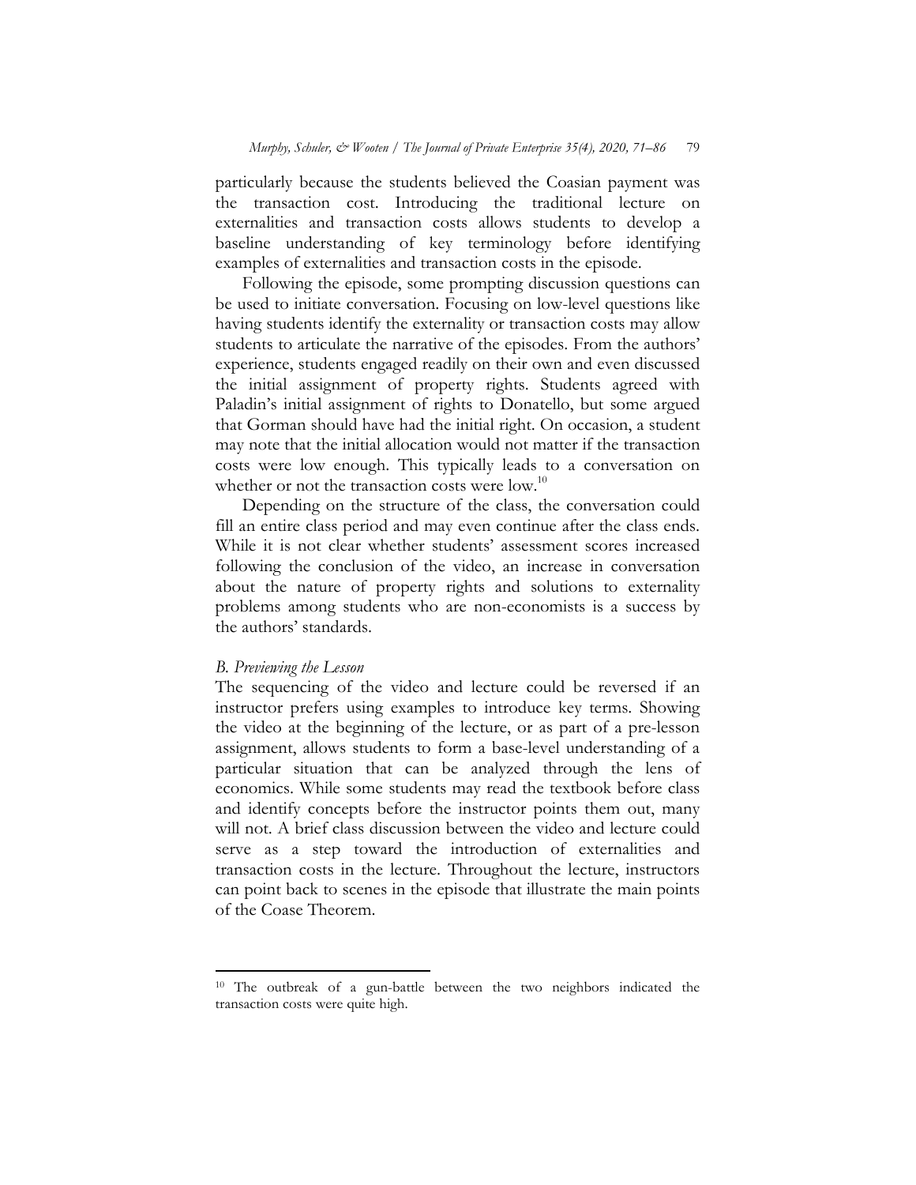particularly because the students believed the Coasian payment was the transaction cost. Introducing the traditional lecture on externalities and transaction costs allows students to develop a baseline understanding of key terminology before identifying examples of externalities and transaction costs in the episode.

Following the episode, some prompting discussion questions can be used to initiate conversation. Focusing on low-level questions like having students identify the externality or transaction costs may allow students to articulate the narrative of the episodes. From the authors' experience, students engaged readily on their own and even discussed the initial assignment of property rights. Students agreed with Paladin's initial assignment of rights to Donatello, but some argued that Gorman should have had the initial right. On occasion, a student may note that the initial allocation would not matter if the transaction costs were low enough. This typically leads to a conversation on whether or not the transaction costs were low.[10]

Depending on the structure of the class, the conversation could fill an entire class period and may even continue after the class ends. While it is not clear whether students' assessment scores increased following the conclusion of the video, an increase in conversation about the nature of property rights and solutions to externality problems among students who are non-economists is a success by the authors' standards.

### *B. Previewing the Lesson*

The sequencing of the video and lecture could be reversed if an instructor prefers using examples to introduce key terms. Showing the video at the beginning of the lecture, or as part of a pre-lesson assignment, allows students to form a base-level understanding of a particular situation that can be analyzed through the lens of economics. While some students may read the textbook before class and identify concepts before the instructor points them out, many will not. A brief class discussion between the video and lecture could serve as a step toward the introduction of externalities and transaction costs in the lecture. Throughout the lecture, instructors can point back to scenes in the episode that illustrate the main points of the Coase Theorem.

---

[10] The outbreak of a gun-battle between the two neighbors indicated the transaction costs were quite high.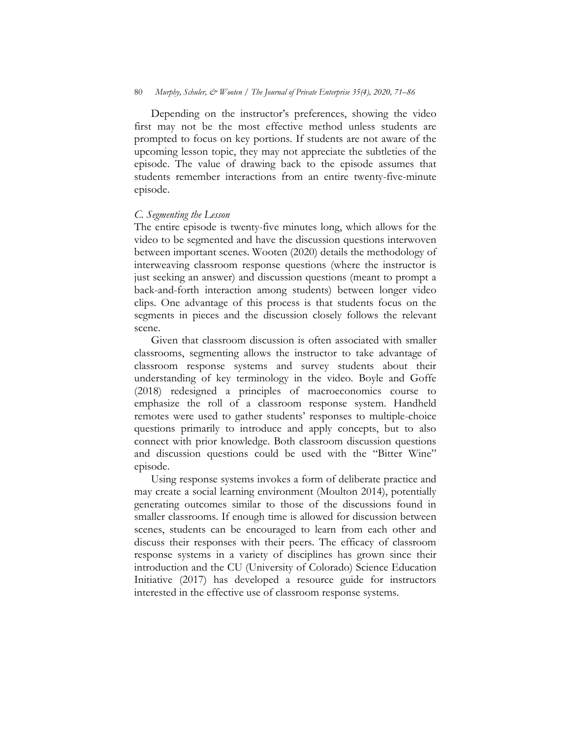Depending on the instructor's preferences, showing the video first may not be the most effective method unless students are prompted to focus on key portions. If students are not aware of the upcoming lesson topic, they may not appreciate the subtleties of the episode. The value of drawing back to the episode assumes that students remember interactions from an entire twenty-five-minute episode.

### *C. Segmenting the Lesson*

The entire episode is twenty-five minutes long, which allows for the video to be segmented and have the discussion questions interwoven between important scenes. Wooten (2020) details the methodology of interweaving classroom response questions (where the instructor is just seeking an answer) and discussion questions (meant to prompt a back-and-forth interaction among students) between longer video clips. One advantage of this process is that students focus on the segments in pieces and the discussion closely follows the relevant scene.

Given that classroom discussion is often associated with smaller classrooms, segmenting allows the instructor to take advantage of classroom response systems and survey students about their understanding of key terminology in the video. Boyle and Goffe (2018) redesigned a principles of macroeconomics course to emphasize the roll of a classroom response system. Handheld remotes were used to gather students' responses to multiple-choice questions primarily to introduce and apply concepts, but to also connect with prior knowledge. Both classroom discussion questions and discussion questions could be used with the "Bitter Wine" episode.

Using response systems invokes a form of deliberate practice and may create a social learning environment (Moulton 2014), potentially generating outcomes similar to those of the discussions found in smaller classrooms. If enough time is allowed for discussion between scenes, students can be encouraged to learn from each other and discuss their responses with their peers. The efficacy of classroom response systems in a variety of disciplines has grown since their introduction and the CU (University of Colorado) Science Education Initiative (2017) has developed a resource guide for instructors interested in the effective use of classroom response systems.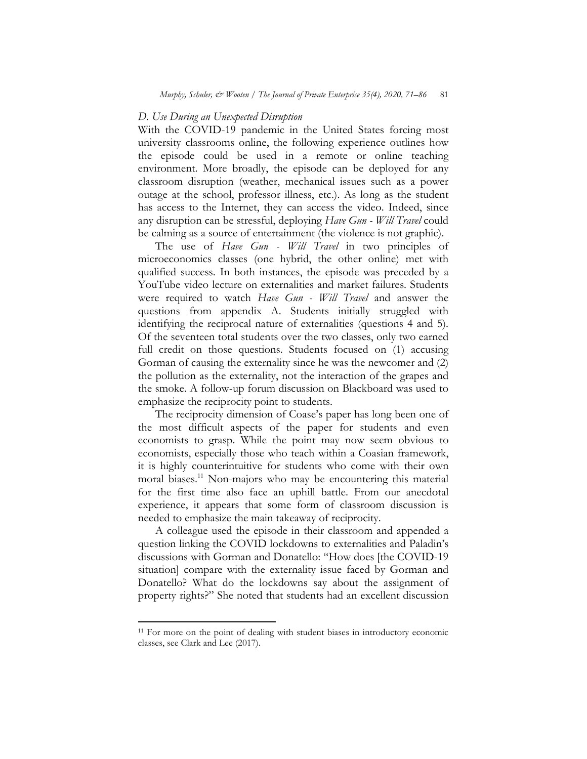### *D. Use During an Unexpected Disruption*

With the COVID-19 pandemic in the United States forcing most university classrooms online, the following experience outlines how the episode could be used in a remote or online teaching environment. More broadly, the episode can be deployed for any classroom disruption (weather, mechanical issues such as a power outage at the school, professor illness, etc.). As long as the student has access to the Internet, they can access the video. Indeed, since any disruption can be stressful, deploying *Have Gun - Will Travel* could be calming as a source of entertainment (the violence is not graphic).

The use of *Have Gun - Will Travel* in two principles of microeconomics classes (one hybrid, the other online) met with qualified success. In both instances, the episode was preceded by a YouTube video lecture on externalities and market failures. Students were required to watch *Have Gun - Will Travel* and answer the questions from appendix A. Students initially struggled with identifying the reciprocal nature of externalities (questions 4 and 5). Of the seventeen total students over the two classes, only two earned full credit on those questions. Students focused on (1) accusing Gorman of causing the externality since he was the newcomer and (2) the pollution as the externality, not the interaction of the grapes and the smoke. A follow-up forum discussion on Blackboard was used to emphasize the reciprocity point to students.

The reciprocity dimension of Coase's paper has long been one of the most difficult aspects of the paper for students and even economists to grasp. While the point may now seem obvious to economists, especially those who teach within a Coasian framework, it is highly counterintuitive for students who come with their own moral biases.[11] Non-majors who may be encountering this material for the first time also face an uphill battle. From our anecdotal experience, it appears that some form of classroom discussion is needed to emphasize the main takeaway of reciprocity.

A colleague used the episode in their classroom and appended a question linking the COVID lockdowns to externalities and Paladin's discussions with Gorman and Donatello: "How does [the COVID-19 situation] compare with the externality issue faced by Gorman and Donatello? What do the lockdowns say about the assignment of property rights?" She noted that students had an excellent discussion

---

[11] For more on the point of dealing with student biases in introductory economic classes, see Clark and Lee (2017).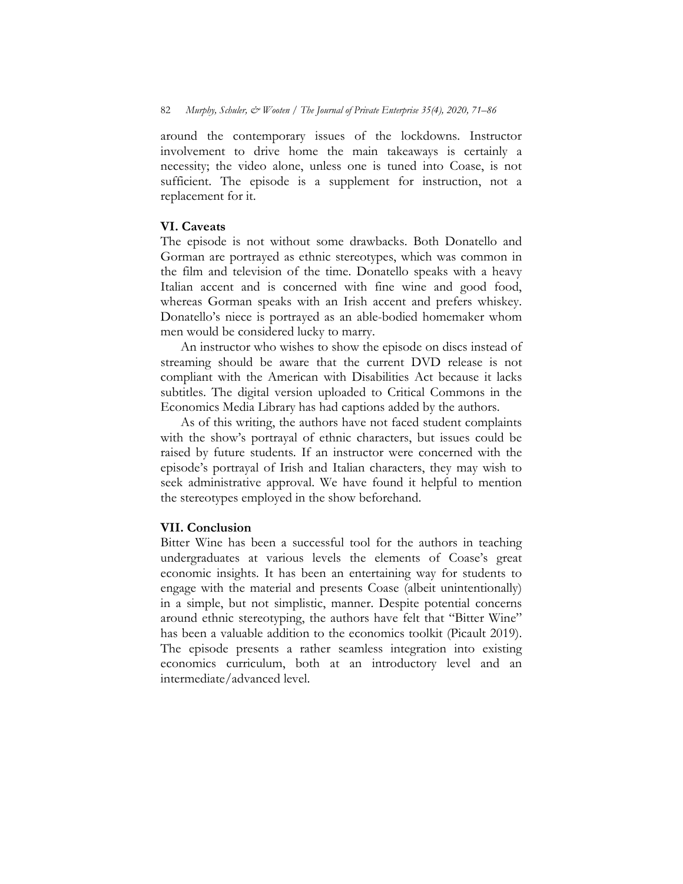around the contemporary issues of the lockdowns. Instructor involvement to drive home the main takeaways is certainly a necessity; the video alone, unless one is tuned into Coase, is not sufficient. The episode is a supplement for instruction, not a replacement for it.

## VI. Caveats

The episode is not without some drawbacks. Both Donatello and Gorman are portrayed as ethnic stereotypes, which was common in the film and television of the time. Donatello speaks with a heavy Italian accent and is concerned with fine wine and good food, whereas Gorman speaks with an Irish accent and prefers whiskey. Donatello's niece is portrayed as an able-bodied homemaker whom men would be considered lucky to marry.

An instructor who wishes to show the episode on discs instead of streaming should be aware that the current DVD release is not compliant with the American with Disabilities Act because it lacks subtitles. The digital version uploaded to Critical Commons in the Economics Media Library has had captions added by the authors.

As of this writing, the authors have not faced student complaints with the show's portrayal of ethnic characters, but issues could be raised by future students. If an instructor were concerned with the episode's portrayal of Irish and Italian characters, they may wish to seek administrative approval. We have found it helpful to mention the stereotypes employed in the show beforehand.

## VII. Conclusion

Bitter Wine has been a successful tool for the authors in teaching undergraduates at various levels the elements of Coase's great economic insights. It has been an entertaining way for students to engage with the material and presents Coase (albeit unintentionally) in a simple, but not simplistic, manner. Despite potential concerns around ethnic stereotyping, the authors have felt that "Bitter Wine" has been a valuable addition to the economics toolkit (Picault 2019). The episode presents a rather seamless integration into existing economics curriculum, both at an introductory level and an intermediate/advanced level.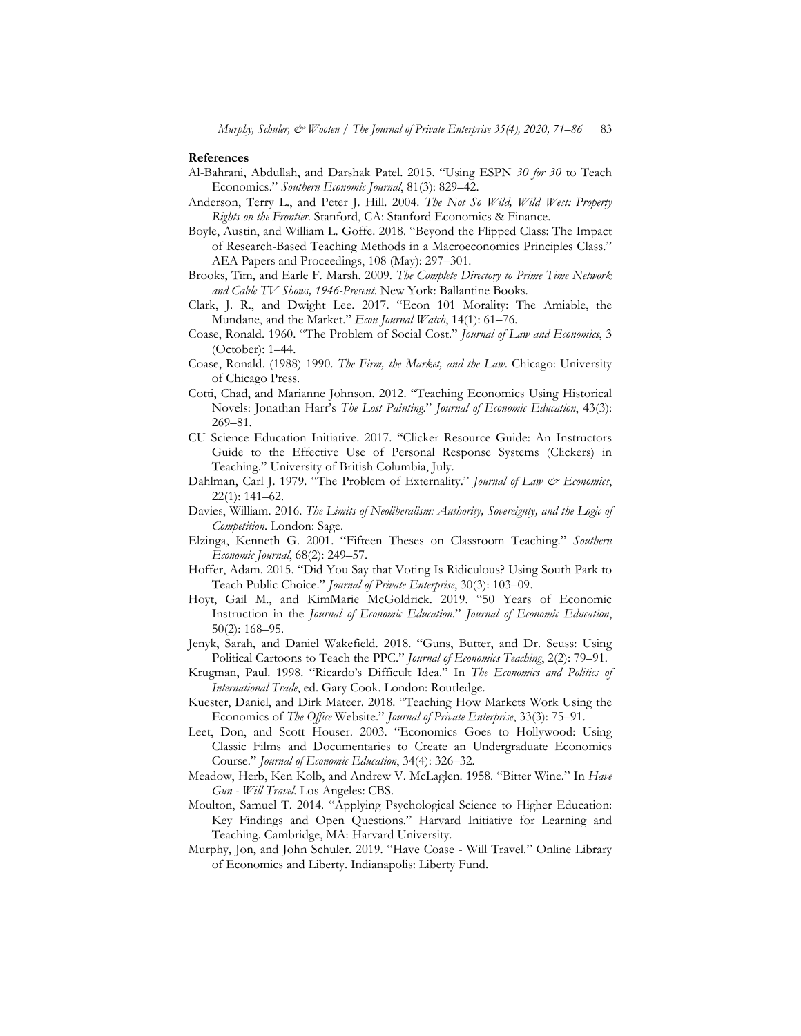## References

Al-Bahrani, Abdullah, and Darshak Patel. 2015. "Using ESPN *30 for 30* to Teach Economics." *Southern Economic Journal*, 81(3): 829–42.

Anderson, Terry L., and Peter J. Hill. 2004. *The Not So Wild, Wild West: Property Rights on the Frontier*. Stanford, CA: Stanford Economics & Finance.

Boyle, Austin, and William L. Goffe. 2018. "Beyond the Flipped Class: The Impact of Research-Based Teaching Methods in a Macroeconomics Principles Class." AEA Papers and Proceedings, 108 (May): 297–301.

Brooks, Tim, and Earle F. Marsh. 2009. *The Complete Directory to Prime Time Network and Cable TV Shows, 1946-Present*. New York: Ballantine Books.

Clark, J. R., and Dwight Lee. 2017. "Econ 101 Morality: The Amiable, the Mundane, and the Market." *Econ Journal Watch*, 14(1): 61–76.

Coase, Ronald. 1960. "The Problem of Social Cost." *Journal of Law and Economics*, 3 (October): 1–44.

Coase, Ronald. (1988) 1990. *The Firm, the Market, and the Law*. Chicago: University of Chicago Press.

Cotti, Chad, and Marianne Johnson. 2012. "Teaching Economics Using Historical Novels: Jonathan Harr's *The Lost Painting*." *Journal of Economic Education*, 43(3): 269–81.

CU Science Education Initiative. 2017. "Clicker Resource Guide: An Instructors Guide to the Effective Use of Personal Response Systems (Clickers) in Teaching." University of British Columbia, July.

Dahlman, Carl J. 1979. "The Problem of Externality." *Journal of Law & Economics*, 22(1): 141–62.

Davies, William. 2016. *The Limits of Neoliberalism: Authority, Sovereignty, and the Logic of Competition*. London: Sage.

Elzinga, Kenneth G. 2001. "Fifteen Theses on Classroom Teaching." *Southern Economic Journal*, 68(2): 249–57.

Hoffer, Adam. 2015. "Did You Say that Voting Is Ridiculous? Using South Park to Teach Public Choice." *Journal of Private Enterprise*, 30(3): 103–09.

Hoyt, Gail M., and KimMarie McGoldrick. 2019. "50 Years of Economic Instruction in the *Journal of Economic Education*." *Journal of Economic Education*, 50(2): 168–95.

Jenyk, Sarah, and Daniel Wakefield. 2018. "Guns, Butter, and Dr. Seuss: Using Political Cartoons to Teach the PPC." *Journal of Economics Teaching*, 2(2): 79–91.

Krugman, Paul. 1998. "Ricardo's Difficult Idea." In *The Economics and Politics of International Trade*, ed. Gary Cook. London: Routledge.

Kuester, Daniel, and Dirk Mateer. 2018. "Teaching How Markets Work Using the Economics of *The Office* Website." *Journal of Private Enterprise*, 33(3): 75–91.

Leet, Don, and Scott Houser. 2003. "Economics Goes to Hollywood: Using Classic Films and Documentaries to Create an Undergraduate Economics Course." *Journal of Economic Education*, 34(4): 326–32.

Meadow, Herb, Ken Kolb, and Andrew V. McLaglen. 1958. "Bitter Wine." In *Have Gun - Will Travel*. Los Angeles: CBS.

Moulton, Samuel T. 2014. "Applying Psychological Science to Higher Education: Key Findings and Open Questions." Harvard Initiative for Learning and Teaching. Cambridge, MA: Harvard University.

Murphy, Jon, and John Schuler. 2019. "Have Coase - Will Travel." Online Library of Economics and Liberty. Indianapolis: Liberty Fund.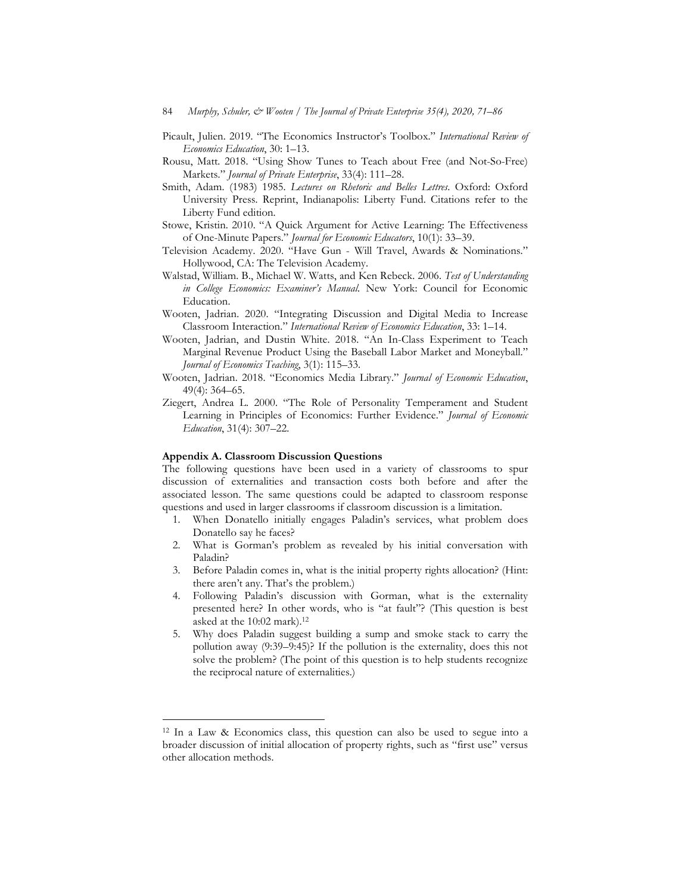Picault, Julien. 2019. "The Economics Instructor's Toolbox." *International Review of Economics Education*, 30: 1–13.

Rousu, Matt. 2018. "Using Show Tunes to Teach about Free (and Not-So-Free) Markets." *Journal of Private Enterprise*, 33(4): 111–28.

Smith, Adam. (1983) 1985. *Lectures on Rhetoric and Belles Lettres*. Oxford: Oxford University Press. Reprint, Indianapolis: Liberty Fund. Citations refer to the Liberty Fund edition.

Stowe, Kristin. 2010. "A Quick Argument for Active Learning: The Effectiveness of One-Minute Papers." *Journal for Economic Educators*, 10(1): 33–39.

Television Academy. 2020. "Have Gun - Will Travel, Awards & Nominations." Hollywood, CA: The Television Academy.

Walstad, William. B., Michael W. Watts, and Ken Rebeck. 2006. *Test of Understanding in College Economics: Examiner's Manual*. New York: Council for Economic Education.

Wooten, Jadrian. 2020. "Integrating Discussion and Digital Media to Increase Classroom Interaction." *International Review of Economics Education*, 33: 1–14.

Wooten, Jadrian, and Dustin White. 2018. "An In-Class Experiment to Teach Marginal Revenue Product Using the Baseball Labor Market and Moneyball." *Journal of Economics Teaching*, 3(1): 115–33.

Wooten, Jadrian. 2018. "Economics Media Library." *Journal of Economic Education*, 49(4): 364–65.

Ziegert, Andrea L. 2000. "The Role of Personality Temperament and Student Learning in Principles of Economics: Further Evidence." *Journal of Economic Education*, 31(4): 307–22.

**Appendix A. Classroom Discussion Questions**

The following questions have been used in a variety of classrooms to spur discussion of externalities and transaction costs both before and after the associated lesson. The same questions could be adapted to classroom response questions and used in larger classrooms if classroom discussion is a limitation.

1. When Donatello initially engages Paladin's services, what problem does Donatello say he faces?
2. What is Gorman's problem as revealed by his initial conversation with Paladin?
3. Before Paladin comes in, what is the initial property rights allocation? (Hint: there aren't any. That's the problem.)
4. Following Paladin's discussion with Gorman, what is the externality presented here? In other words, who is "at fault"? (This question is best asked at the 10:02 mark).[12]
5. Why does Paladin suggest building a sump and smoke stack to carry the pollution away (9:39–9:45)? If the pollution is the externality, does this not solve the problem? (The point of this question is to help students recognize the reciprocal nature of externalities.)

[12] In a Law & Economics class, this question can also be used to segue into a broader discussion of initial allocation of property rights, such as "first use" versus other allocation methods.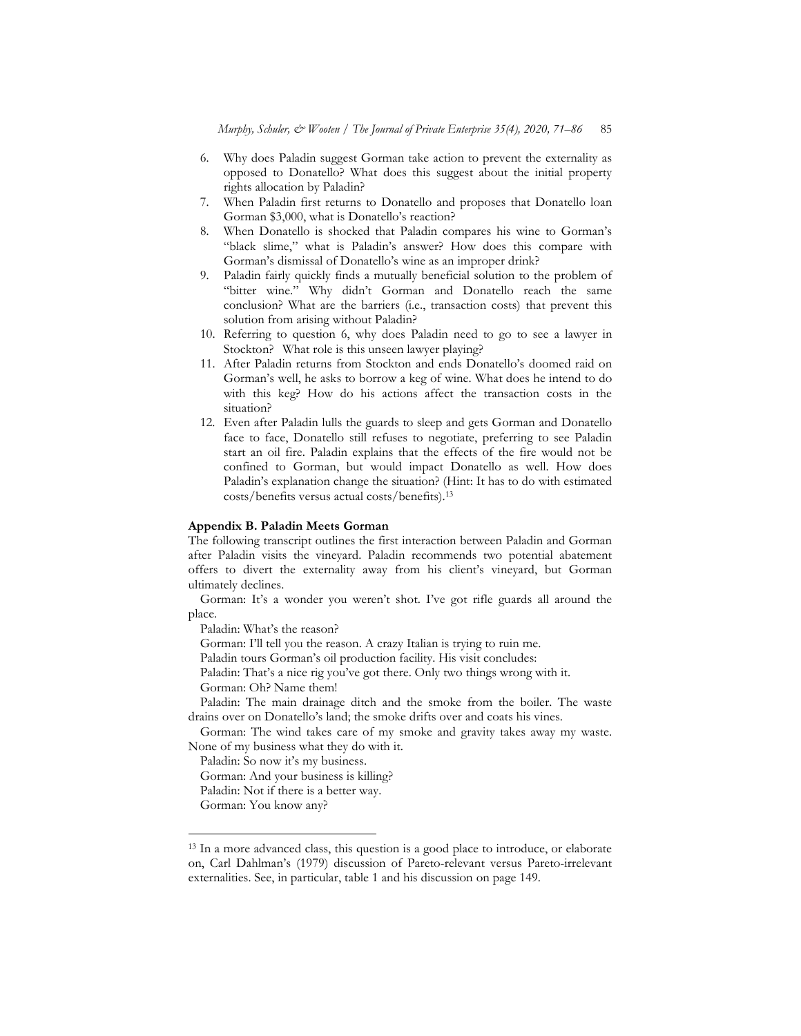6. Why does Paladin suggest Gorman take action to prevent the externality as opposed to Donatello? What does this suggest about the initial property rights allocation by Paladin?
7. When Paladin first returns to Donatello and proposes that Donatello loan Gorman $3,000, what is Donatello's reaction?
8. When Donatello is shocked that Paladin compares his wine to Gorman's "black slime," what is Paladin's answer? How does this compare with Gorman's dismissal of Donatello's wine as an improper drink?
9. Paladin fairly quickly finds a mutually beneficial solution to the problem of "bitter wine." Why didn't Gorman and Donatello reach the same conclusion? What are the barriers (i.e., transaction costs) that prevent this solution from arising without Paladin?
10. Referring to question 6, why does Paladin need to go to see a lawyer in Stockton? What role is this unseen lawyer playing?
11. After Paladin returns from Stockton and ends Donatello's doomed raid on Gorman's well, he asks to borrow a keg of wine. What does he intend to do with this keg? How do his actions affect the transaction costs in the situation?
12. Even after Paladin lulls the guards to sleep and gets Gorman and Donatello face to face, Donatello still refuses to negotiate, preferring to see Paladin start an oil fire. Paladin explains that the effects of the fire would not be confined to Gorman, but would impact Donatello as well. How does Paladin's explanation change the situation? (Hint: It has to do with estimated costs/benefits versus actual costs/benefits).[13]

**Appendix B. Paladin Meets Gorman**

The following transcript outlines the first interaction between Paladin and Gorman after Paladin visits the vineyard. Paladin recommends two potential abatement offers to divert the externality away from his client's vineyard, but Gorman ultimately declines.

Gorman: It's a wonder you weren't shot. I've got rifle guards all around the place.

Paladin: What's the reason?

Gorman: I'll tell you the reason. A crazy Italian is trying to ruin me.

Paladin tours Gorman's oil production facility. His visit concludes:

Paladin: That's a nice rig you've got there. Only two things wrong with it.

Gorman: Oh? Name them!

Paladin: The main drainage ditch and the smoke from the boiler. The waste drains over on Donatello's land; the smoke drifts over and coats his vines.

Gorman: The wind takes care of my smoke and gravity takes away my waste. None of my business what they do with it.

Paladin: So now it's my business.

Gorman: And your business is killing?

Paladin: Not if there is a better way.

Gorman: You know any?

---

[13] In a more advanced class, this question is a good place to introduce, or elaborate on, Carl Dahlman's (1979) discussion of Pareto-relevant versus Pareto-irrelevant externalities. See, in particular, table 1 and his discussion on page 149.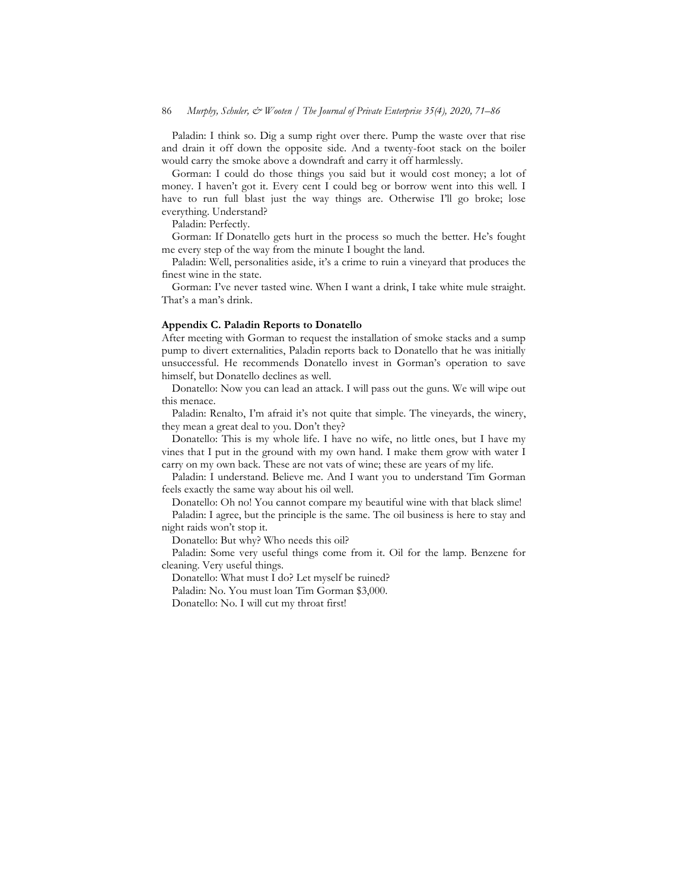Paladin: I think so. Dig a sump right over there. Pump the waste over that rise and drain it off down the opposite side. And a twenty-foot stack on the boiler would carry the smoke above a downdraft and carry it off harmlessly.

Gorman: I could do those things you said but it would cost money; a lot of money. I haven't got it. Every cent I could beg or borrow went into this well. I have to run full blast just the way things are. Otherwise I'll go broke; lose everything. Understand?

Paladin: Perfectly.

Gorman: If Donatello gets hurt in the process so much the better. He's fought me every step of the way from the minute I bought the land.

Paladin: Well, personalities aside, it's a crime to ruin a vineyard that produces the finest wine in the state.

Gorman: I've never tasted wine. When I want a drink, I take white mule straight. That's a man's drink.

**Appendix C. Paladin Reports to Donatello**

After meeting with Gorman to request the installation of smoke stacks and a sump pump to divert externalities, Paladin reports back to Donatello that he was initially unsuccessful. He recommends Donatello invest in Gorman's operation to save himself, but Donatello declines as well.

Donatello: Now you can lead an attack. I will pass out the guns. We will wipe out this menace.

Paladin: Renalto, I'm afraid it's not quite that simple. The vineyards, the winery, they mean a great deal to you. Don't they?

Donatello: This is my whole life. I have no wife, no little ones, but I have my vines that I put in the ground with my own hand. I make them grow with water I carry on my own back. These are not vats of wine; these are years of my life.

Paladin: I understand. Believe me. And I want you to understand Tim Gorman feels exactly the same way about his oil well.

Donatello: Oh no! You cannot compare my beautiful wine with that black slime!

Paladin: I agree, but the principle is the same. The oil business is here to stay and night raids won't stop it.

Donatello: But why? Who needs this oil?

Paladin: Some very useful things come from it. Oil for the lamp. Benzene for cleaning. Very useful things.

Donatello: What must I do? Let myself be ruined?

Paladin: No. You must loan Tim Gorman $3,000.

Donatello: No. I will cut my throat first!